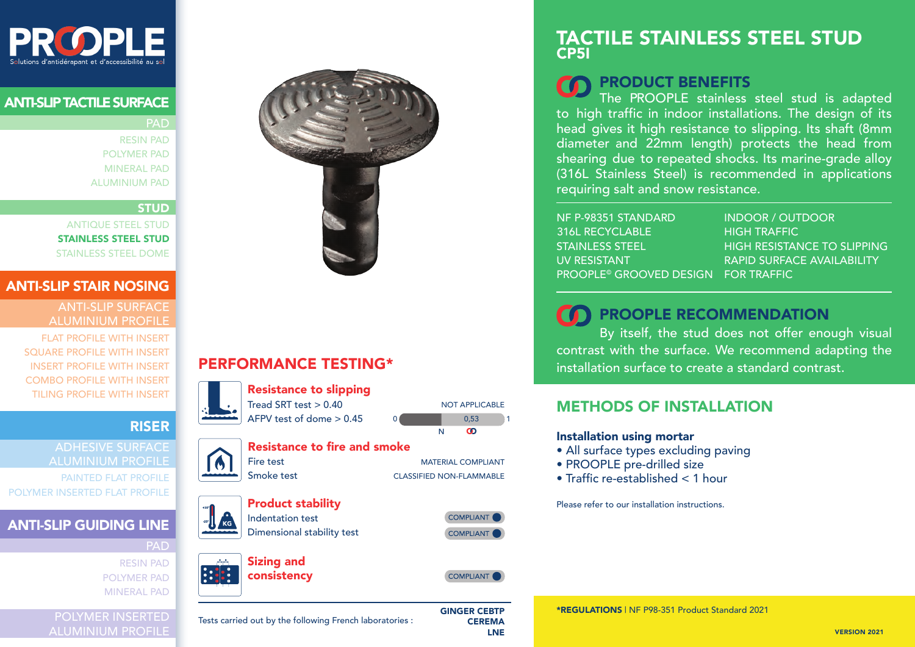# PROOPLE

Solutions d'antidérapant et d'accessibilité au sol

## ANTI-SLIP TACTILE SURFACE

PAD

- RESIN PAD
- POLYMER PAD
- MINERAL PAD
- ALUMINIUM PAD

STUD

- ANTIQUE STEEL STUD
- **STAINLESS STEEL STUD**
- STAINLESS STEEL DOME

## ANTI-SLIP STAIR NOSING

ANTI-SLIP SURFACE ALUMINIUM PROFILE

- FLAT PROFILE WITH INSERT
- SQUARE PROFILE WITH INSERT
- INSERT PROFILE WITH INSERT
- COMBO PROFILE WITH INSERT
- TILING PROFILE WITH INSERT

## RISER

ADHESIVE SURFACE ALUMINIUM PROFILE

- PAINTED FLAT PROFILE
- POLYMER INSERTED FLAT PROFILE

## ANTI-SLIP GUIDING LINE

PAD

- RESIN PAD
- POLYMER PAD
- MINERAL PAD

POLYMER INSERTED ALUMINIUM PROFILE

# TACTILE STAINLESS STEEL STUD CP5I

## PRODUCT BENEFITS

The PROOPLE stainless steel stud is adapted to high traffic in indoor installations. The design of its head gives it high resistance to slipping. Its shaft (8mm diameter and 22mm length) protects the head from shearing due to repeated shocks. Its marine-grade alloy (316L Stainless Steel) is recommended in applications requiring salt and snow resistance.

| | |
|---|---|
| NF P-98351 STANDARD | INDOOR / OUTDOOR |
| 316L RECYCLABLE | HIGH TRAFFIC |
| STAINLESS STEEL | HIGH RESISTANCE TO SLIPPING |
| UV RESISTANT | RAPID SURFACE AVAILABILITY |
| PROOPLE© GROOVED DESIGN | FOR TRAFFIC |

## PROOPLE RECOMMENDATION

By itself, the stud does not offer enough visual contrast with the surface. We recommend adapting the installation surface to create a standard contrast.

## PERFORMANCE TESTING*

### Resistance to slipping

| Test | Result |
|---|---|
| Tread SRT test > 0.40 | NOT APPLICABLE |
| AFPV test of dome > 0.45 | 0,53 (scale 0–1; N / PROOPLE) |

### Resistance to fire and smoke

| Test | Result |
|---|---|
| Fire test | MATERIAL COMPLIANT |
| Smoke test | CLASSIFIED NON-FLAMMABLE |

### Product stability

| Test | Result |
|---|---|
| Indentation test | COMPLIANT |
| Dimensional stability test | COMPLIANT |

### Sizing and consistency

COMPLIANT

Tests carried out by the following French laboratories : **GINGER CEBTP**, **CEREMA**, **LNE**

## METHODS OF INSTALLATION

**Installation using mortar**

- All surface types excluding paving
- PROOPLE pre-drilled size
- Traffic re-established < 1 hour

Please refer to our installation instructions.

**\*REGULATIONS** | NF P98-351 Product Standard 2021

VERSION 2021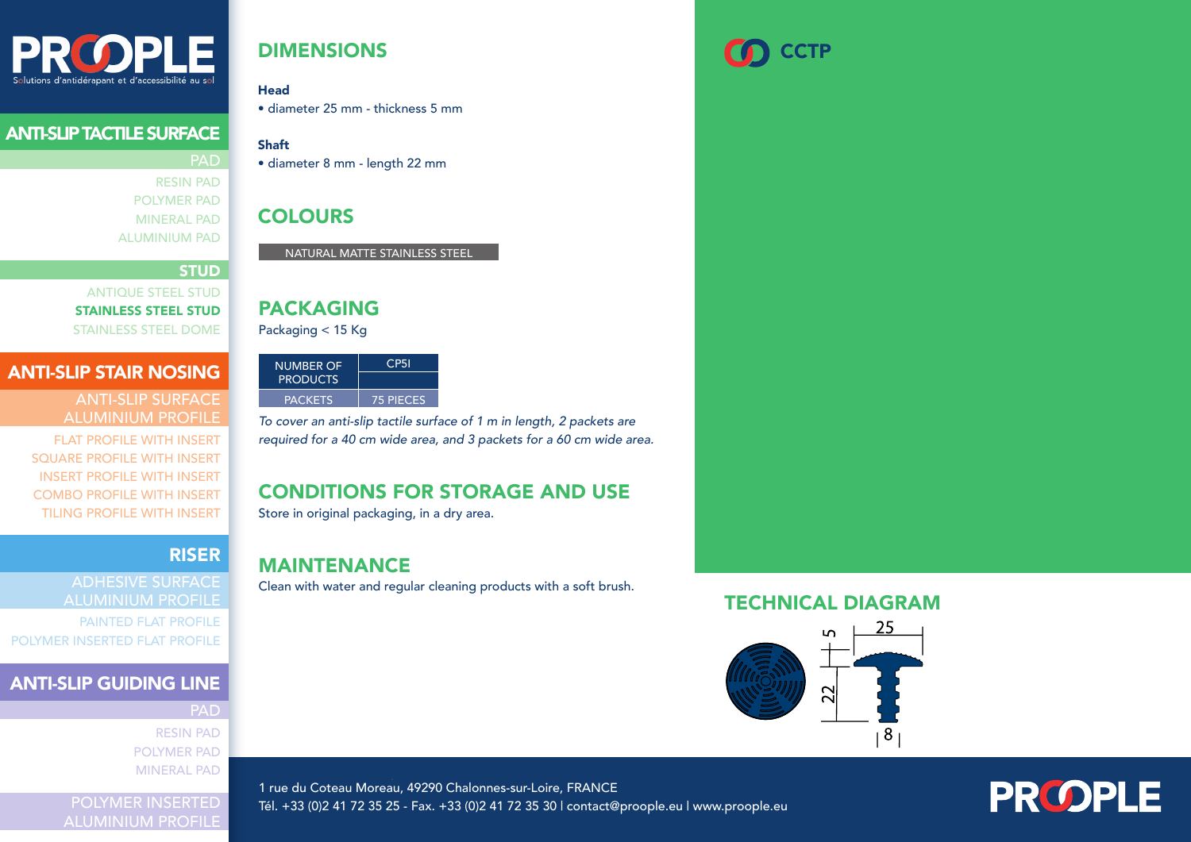PROOPLE
Solutions d'antidérapant et d'accessibilité au sol

## ANTI-SLIP TACTILE SURFACE

PAD

RESIN PAD
POLYMER PAD
MINERAL PAD
ALUMINIUM PAD

STUD

ANTIQUE STEEL STUD
**STAINLESS STEEL STUD**
STAINLESS STEEL DOME

## ANTI-SLIP STAIR NOSING

ANTI-SLIP SURFACE ALUMINIUM PROFILE

FLAT PROFILE WITH INSERT
SQUARE PROFILE WITH INSERT
INSERT PROFILE WITH INSERT
COMBO PROFILE WITH INSERT
TILING PROFILE WITH INSERT

## RISER

ADHESIVE SURFACE ALUMINIUM PROFILE

PAINTED FLAT PROFILE
POLYMER INSERTED FLAT PROFILE

## ANTI-SLIP GUIDING LINE

PAD

RESIN PAD
POLYMER PAD
MINERAL PAD

POLYMER INSERTED ALUMINIUM PROFILE

## DIMENSIONS

**Head**

- diameter 25 mm - thickness 5 mm

**Shaft**

- diameter 8 mm - length 22 mm

## COLOURS

NATURAL MATTE STAINLESS STEEL

## PACKAGING

Packaging < 15 Kg

| NUMBER OF PRODUCTS | CP5I |
|---|---|
| PACKETS | 75 PIECES |

*To cover an anti-slip tactile surface of 1 m in length, 2 packets are required for a 40 cm wide area, and 3 packets for a 60 cm wide area.*

## CONDITIONS FOR STORAGE AND USE

Store in original packaging, in a dry area.

## MAINTENANCE

Clean with water and regular cleaning products with a soft brush.

## CCTP

## TECHNICAL DIAGRAM

5
25
22
8

1 rue du Coteau Moreau, 49290 Chalonnes-sur-Loire, FRANCE
Tél. +33 (0)2 41 72 35 25 - Fax. +33 (0)2 41 72 35 30 | contact@proople.eu | www.proople.eu

PROOPLE